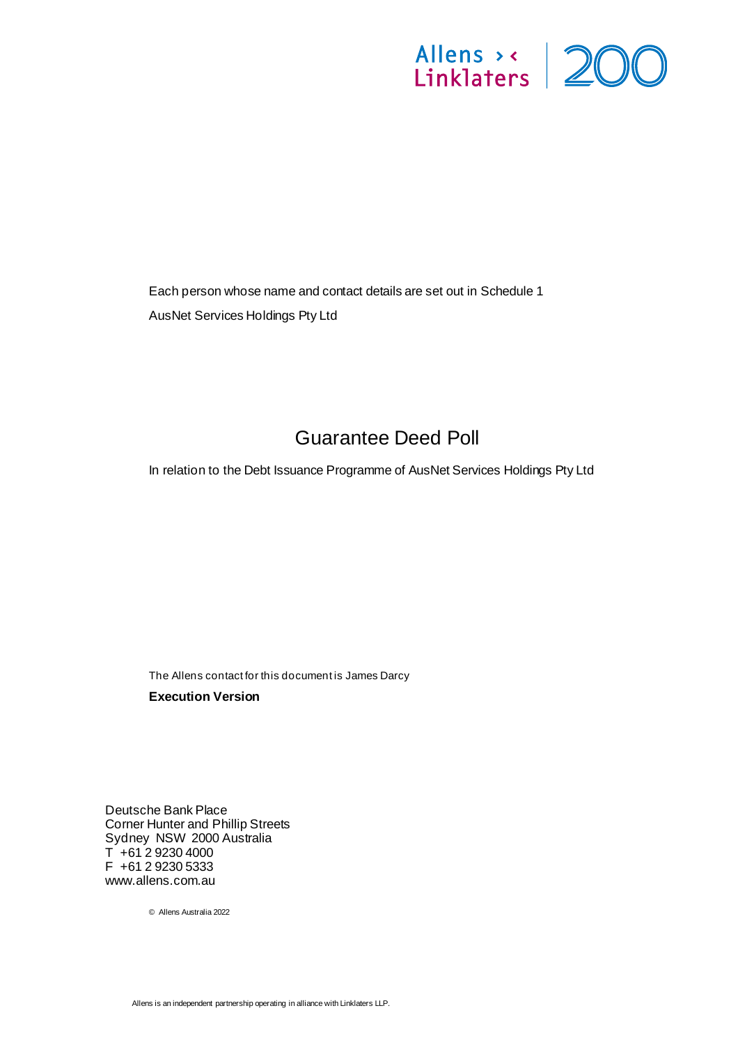Allens > < Linklaters | 200

Each person whose name and contact details are set out in Schedule 1

AusNet Services Holdings Pty Ltd

# Guarantee Deed Poll

In relation to the Debt Issuance Programme of AusNet Services Holdings Pty Ltd

The Allens contact for this document is James Darcy

**Execution Version**

Deutsche Bank Place
Corner Hunter and Phillip Streets
Sydney NSW 2000 Australia
T +61 2 9230 4000
F +61 2 9230 5333
www.allens.com.au

© Allens Australia 2022

Allens is an independent partnership operating in alliance with Linklaters LLP.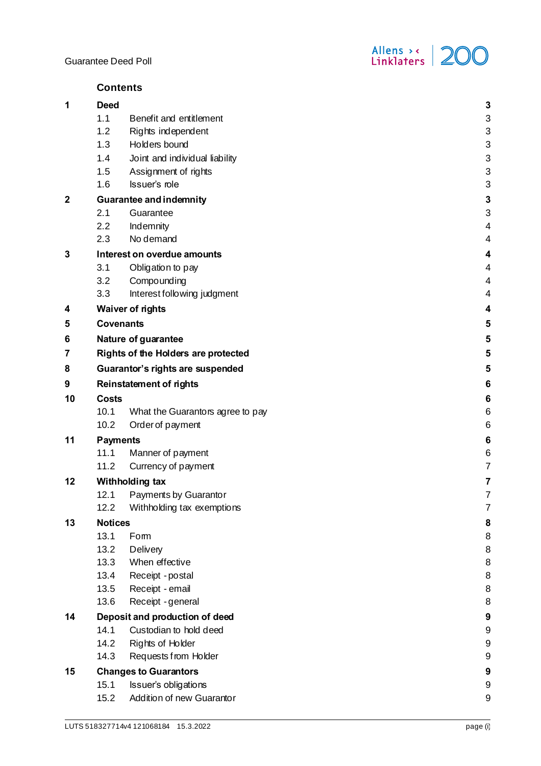## Contents

| | | | |
|---|---|---|---|
| **1** | **Deed** | | **3** |
| | 1.1 | Benefit and entitlement | 3 |
| | 1.2 | Rights independent | 3 |
| | 1.3 | Holders bound | 3 |
| | 1.4 | Joint and individual liability | 3 |
| | 1.5 | Assignment of rights | 3 |
| | 1.6 | Issuer's role | 3 |
| **2** | **Guarantee and indemnity** | | **3** |
| | 2.1 | Guarantee | 3 |
| | 2.2 | Indemnity | 4 |
| | 2.3 | No demand | 4 |
| **3** | **Interest on overdue amounts** | | **4** |
| | 3.1 | Obligation to pay | 4 |
| | 3.2 | Compounding | 4 |
| | 3.3 | Interest following judgment | 4 |
| **4** | **Waiver of rights** | | **4** |
| **5** | **Covenants** | | **5** |
| **6** | **Nature of guarantee** | | **5** |
| **7** | **Rights of the Holders are protected** | | **5** |
| **8** | **Guarantor's rights are suspended** | | **5** |
| **9** | **Reinstatement of rights** | | **6** |
| **10** | **Costs** | | **6** |
| | 10.1 | What the Guarantors agree to pay | 6 |
| | 10.2 | Order of payment | 6 |
| **11** | **Payments** | | **6** |
| | 11.1 | Manner of payment | 6 |
| | 11.2 | Currency of payment | 7 |
| **12** | **Withholding tax** | | **7** |
| | 12.1 | Payments by Guarantor | 7 |
| | 12.2 | Withholding tax exemptions | 7 |
| **13** | **Notices** | | **8** |
| | 13.1 | Form | 8 |
| | 13.2 | Delivery | 8 |
| | 13.3 | When effective | 8 |
| | 13.4 | Receipt - postal | 8 |
| | 13.5 | Receipt - email | 8 |
| | 13.6 | Receipt - general | 8 |
| **14** | **Deposit and production of deed** | | **9** |
| | 14.1 | Custodian to hold deed | 9 |
| | 14.2 | Rights of Holder | 9 |
| | 14.3 | Requests from Holder | 9 |
| **15** | **Changes to Guarantors** | | **9** |
| | 15.1 | Issuer's obligations | 9 |
| | 15.2 | Addition of new Guarantor | 9 |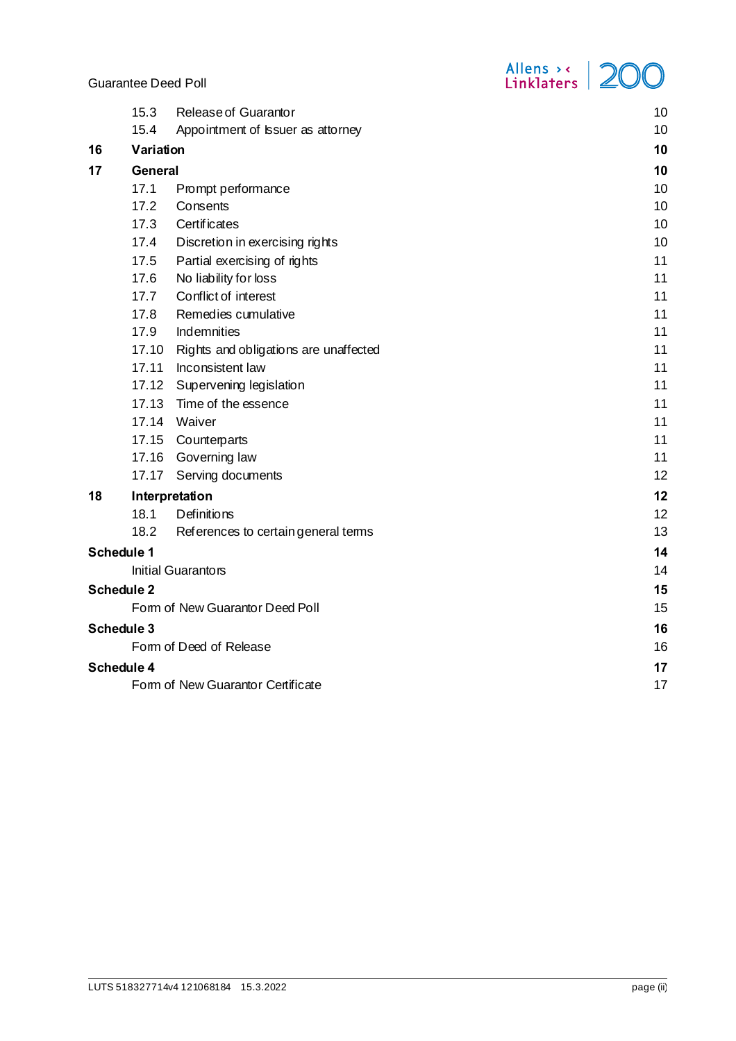| | | |
|---|---|---|
| 15.3 | Release of Guarantor | 10 |
| 15.4 | Appointment of Issuer as attorney | 10 |
| **16** | **Variation** | **10** |
| **17** | **General** | **10** |
| 17.1 | Prompt performance | 10 |
| 17.2 | Consents | 10 |
| 17.3 | Certificates | 10 |
| 17.4 | Discretion in exercising rights | 10 |
| 17.5 | Partial exercising of rights | 11 |
| 17.6 | No liability for loss | 11 |
| 17.7 | Conflict of interest | 11 |
| 17.8 | Remedies cumulative | 11 |
| 17.9 | Indemnities | 11 |
| 17.10 | Rights and obligations are unaffected | 11 |
| 17.11 | Inconsistent law | 11 |
| 17.12 | Supervening legislation | 11 |
| 17.13 | Time of the essence | 11 |
| 17.14 | Waiver | 11 |
| 17.15 | Counterparts | 11 |
| 17.16 | Governing law | 11 |
| 17.17 | Serving documents | 12 |
| **18** | **Interpretation** | **12** |
| 18.1 | Definitions | 12 |
| 18.2 | References to certain general terms | 13 |
| **Schedule 1** | | **14** |
| | Initial Guarantors | 14 |
| **Schedule 2** | | **15** |
| | Form of New Guarantor Deed Poll | 15 |
| **Schedule 3** | | **16** |
| | Form of Deed of Release | 16 |
| **Schedule 4** | | **17** |
| | Form of New Guarantor Certificate | 17 |

LUTS 518327714v4 121068184 15.3.2022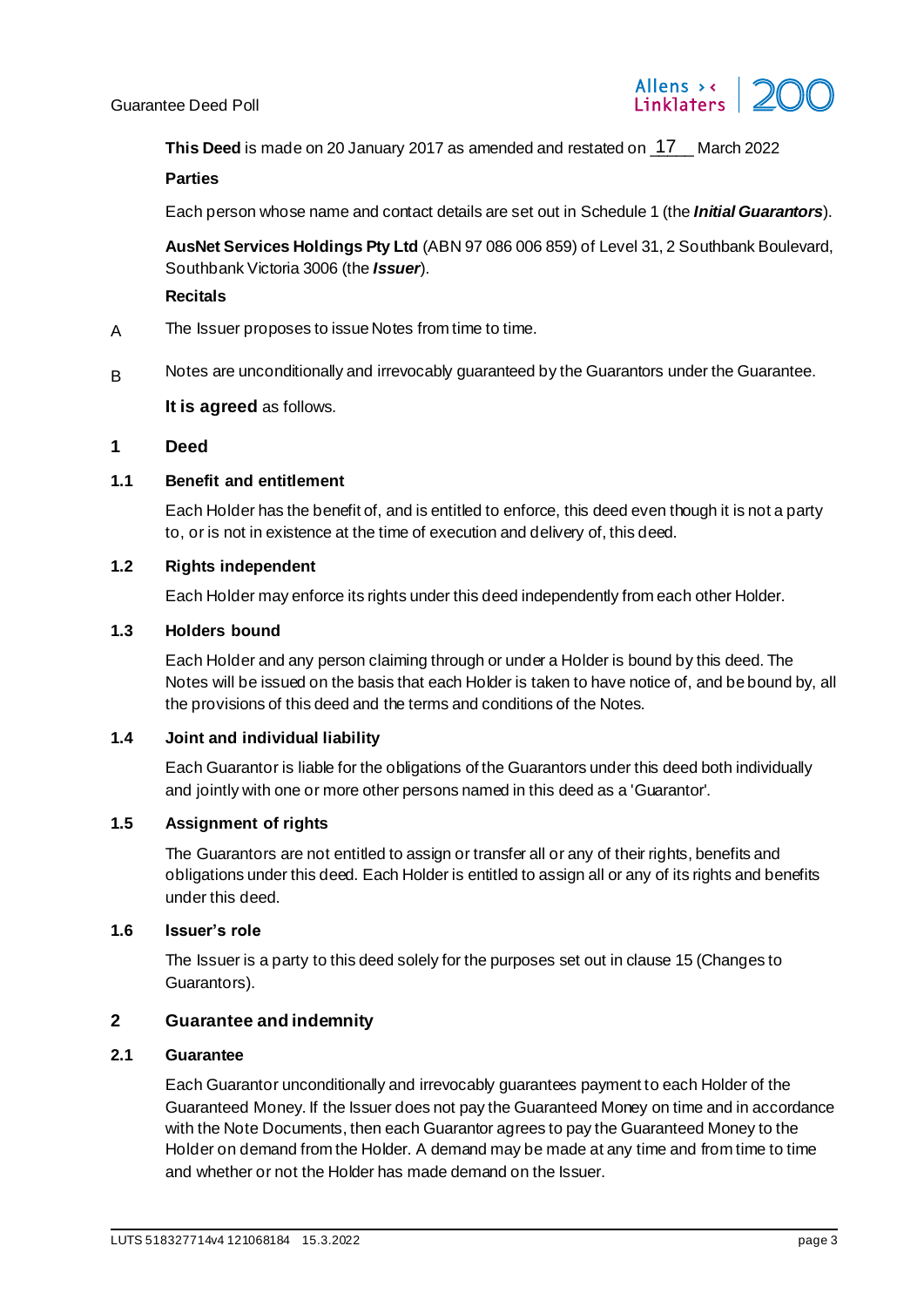**This Deed** is made on 20 January 2017 as amended and restated on 17 March 2022

**Parties**

Each person whose name and contact details are set out in Schedule 1 (the ***Initial Guarantors***).

**AusNet Services Holdings Pty Ltd** (ABN 97 086 006 859) of Level 31, 2 Southbank Boulevard, Southbank Victoria 3006 (the ***Issuer***).

**Recitals**

A The Issuer proposes to issue Notes from time to time.

B Notes are unconditionally and irrevocably guaranteed by the Guarantors under the Guarantee.

**It is agreed** as follows.

## 1 Deed

### 1.1 Benefit and entitlement

Each Holder has the benefit of, and is entitled to enforce, this deed even though it is not a party to, or is not in existence at the time of execution and delivery of, this deed.

### 1.2 Rights independent

Each Holder may enforce its rights under this deed independently from each other Holder.

### 1.3 Holders bound

Each Holder and any person claiming through or under a Holder is bound by this deed. The Notes will be issued on the basis that each Holder is taken to have notice of, and be bound by, all the provisions of this deed and the terms and conditions of the Notes.

### 1.4 Joint and individual liability

Each Guarantor is liable for the obligations of the Guarantors under this deed both individually and jointly with one or more other persons named in this deed as a 'Guarantor'.

### 1.5 Assignment of rights

The Guarantors are not entitled to assign or transfer all or any of their rights, benefits and obligations under this deed. Each Holder is entitled to assign all or any of its rights and benefits under this deed.

### 1.6 Issuer's role

The Issuer is a party to this deed solely for the purposes set out in clause 15 (Changes to Guarantors).

## 2 Guarantee and indemnity

### 2.1 Guarantee

Each Guarantor unconditionally and irrevocably guarantees payment to each Holder of the Guaranteed Money. If the Issuer does not pay the Guaranteed Money on time and in accordance with the Note Documents, then each Guarantor agrees to pay the Guaranteed Money to the Holder on demand from the Holder. A demand may be made at any time and from time to time and whether or not the Holder has made demand on the Issuer.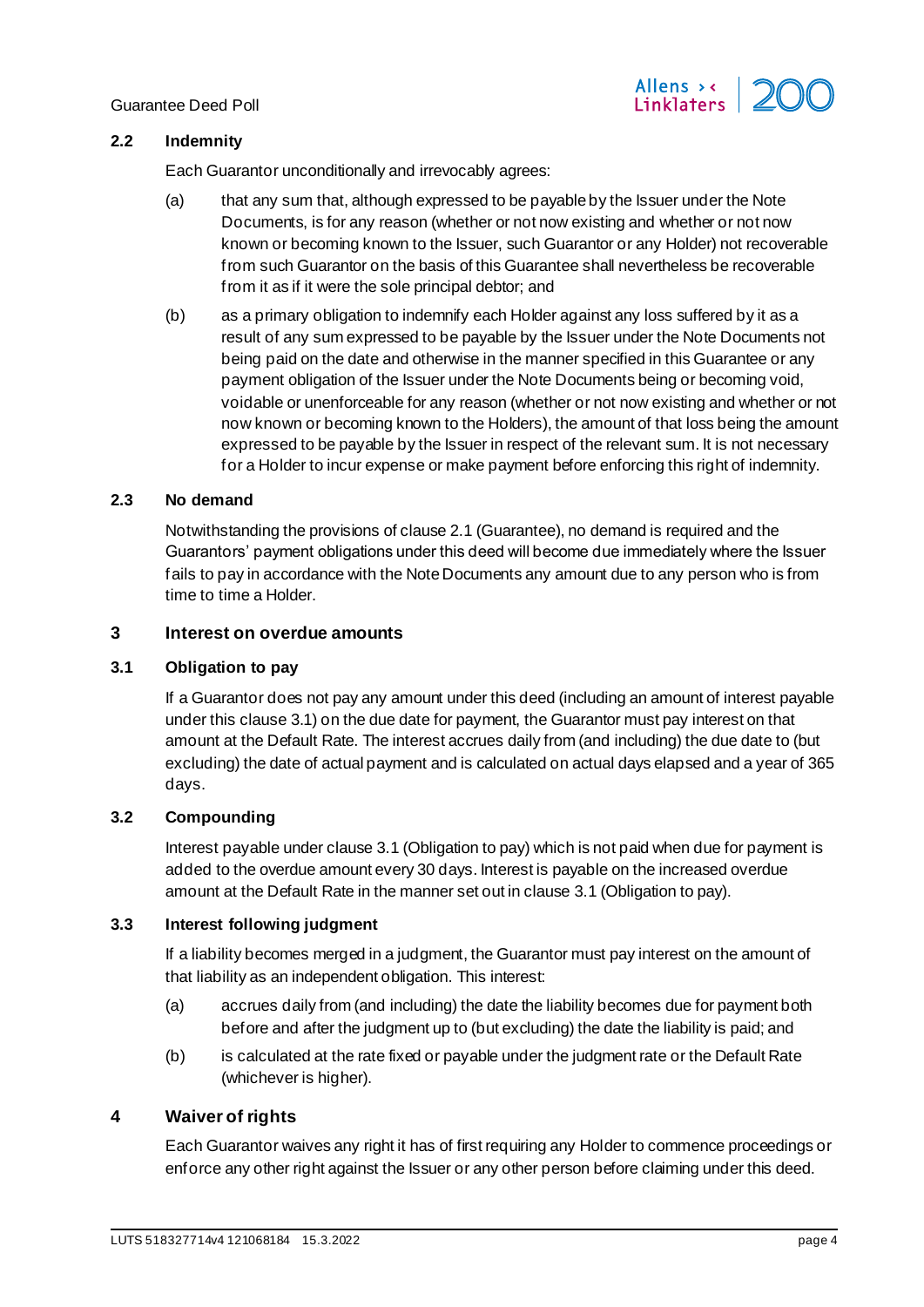### 2.2 Indemnity

Each Guarantor unconditionally and irrevocably agrees:

(a) that any sum that, although expressed to be payable by the Issuer under the Note Documents, is for any reason (whether or not now existing and whether or not now known or becoming known to the Issuer, such Guarantor or any Holder) not recoverable from such Guarantor on the basis of this Guarantee shall nevertheless be recoverable from it as if it were the sole principal debtor; and

(b) as a primary obligation to indemnify each Holder against any loss suffered by it as a result of any sum expressed to be payable by the Issuer under the Note Documents not being paid on the date and otherwise in the manner specified in this Guarantee or any payment obligation of the Issuer under the Note Documents being or becoming void, voidable or unenforceable for any reason (whether or not now existing and whether or not now known or becoming known to the Holders), the amount of that loss being the amount expressed to be payable by the Issuer in respect of the relevant sum. It is not necessary for a Holder to incur expense or make payment before enforcing this right of indemnity.

### 2.3 No demand

Notwithstanding the provisions of clause 2.1 (Guarantee), no demand is required and the Guarantors' payment obligations under this deed will become due immediately where the Issuer fails to pay in accordance with the Note Documents any amount due to any person who is from time to time a Holder.

## 3 Interest on overdue amounts

### 3.1 Obligation to pay

If a Guarantor does not pay any amount under this deed (including an amount of interest payable under this clause 3.1) on the due date for payment, the Guarantor must pay interest on that amount at the Default Rate. The interest accrues daily from (and including) the due date to (but excluding) the date of actual payment and is calculated on actual days elapsed and a year of 365 days.

### 3.2 Compounding

Interest payable under clause 3.1 (Obligation to pay) which is not paid when due for payment is added to the overdue amount every 30 days. Interest is payable on the increased overdue amount at the Default Rate in the manner set out in clause 3.1 (Obligation to pay).

### 3.3 Interest following judgment

If a liability becomes merged in a judgment, the Guarantor must pay interest on the amount of that liability as an independent obligation. This interest:

(a) accrues daily from (and including) the date the liability becomes due for payment both before and after the judgment up to (but excluding) the date the liability is paid; and

(b) is calculated at the rate fixed or payable under the judgment rate or the Default Rate (whichever is higher).

## 4 Waiver of rights

Each Guarantor waives any right it has of first requiring any Holder to commence proceedings or enforce any other right against the Issuer or any other person before claiming under this deed.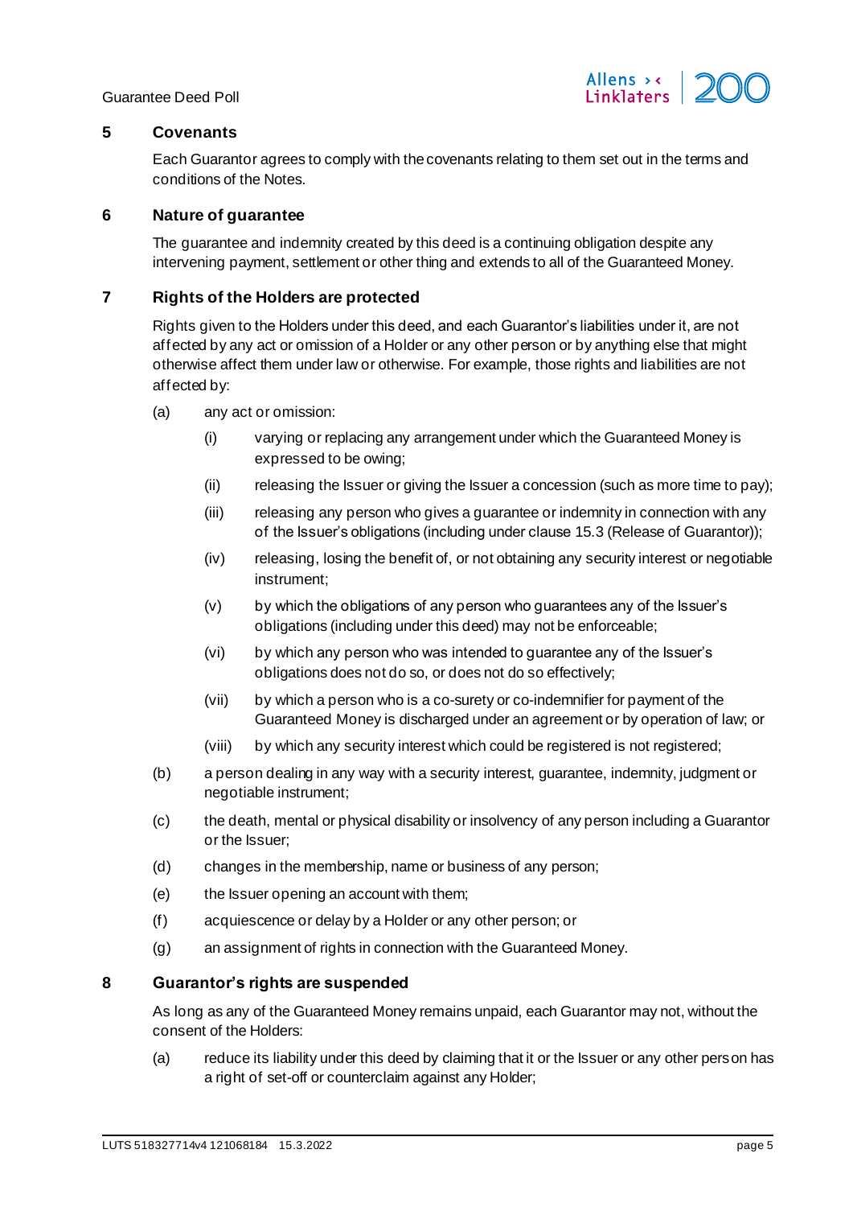## 5 Covenants

Each Guarantor agrees to comply with the covenants relating to them set out in the terms and conditions of the Notes.

## 6 Nature of guarantee

The guarantee and indemnity created by this deed is a continuing obligation despite any intervening payment, settlement or other thing and extends to all of the Guaranteed Money.

## 7 Rights of the Holders are protected

Rights given to the Holders under this deed, and each Guarantor's liabilities under it, are not affected by any act or omission of a Holder or any other person or by anything else that might otherwise affect them under law or otherwise. For example, those rights and liabilities are not affected by:

(a) any act or omission:

   (i) varying or replacing any arrangement under which the Guaranteed Money is expressed to be owing;

   (ii) releasing the Issuer or giving the Issuer a concession (such as more time to pay);

   (iii) releasing any person who gives a guarantee or indemnity in connection with any of the Issuer's obligations (including under clause 15.3 (Release of Guarantor));

   (iv) releasing, losing the benefit of, or not obtaining any security interest or negotiable instrument;

   (v) by which the obligations of any person who guarantees any of the Issuer's obligations (including under this deed) may not be enforceable;

   (vi) by which any person who was intended to guarantee any of the Issuer's obligations does not do so, or does not do so effectively;

   (vii) by which a person who is a co-surety or co-indemnifier for payment of the Guaranteed Money is discharged under an agreement or by operation of law; or

   (viii) by which any security interest which could be registered is not registered;

(b) a person dealing in any way with a security interest, guarantee, indemnity, judgment or negotiable instrument;

(c) the death, mental or physical disability or insolvency of any person including a Guarantor or the Issuer;

(d) changes in the membership, name or business of any person;

(e) the Issuer opening an account with them;

(f) acquiescence or delay by a Holder or any other person; or

(g) an assignment of rights in connection with the Guaranteed Money.

## 8 Guarantor's rights are suspended

As long as any of the Guaranteed Money remains unpaid, each Guarantor may not, without the consent of the Holders:

(a) reduce its liability under this deed by claiming that it or the Issuer or any other person has a right of set-off or counterclaim against any Holder;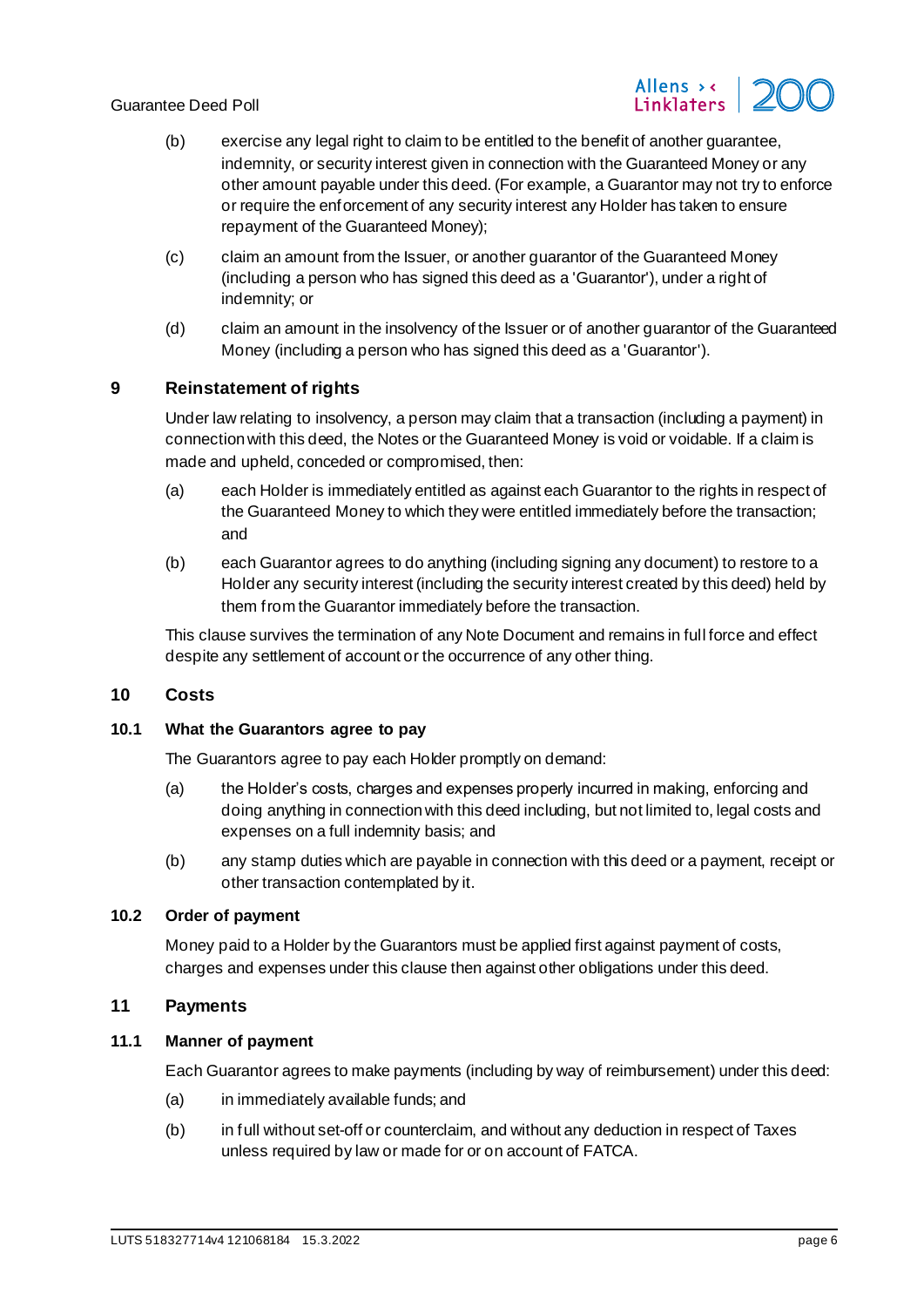(b) exercise any legal right to claim to be entitled to the benefit of another guarantee, indemnity, or security interest given in connection with the Guaranteed Money or any other amount payable under this deed. (For example, a Guarantor may not try to enforce or require the enforcement of any security interest any Holder has taken to ensure repayment of the Guaranteed Money);

(c) claim an amount from the Issuer, or another guarantor of the Guaranteed Money (including a person who has signed this deed as a 'Guarantor'), under a right of indemnity; or

(d) claim an amount in the insolvency of the Issuer or of another guarantor of the Guaranteed Money (including a person who has signed this deed as a 'Guarantor').

## 9 Reinstatement of rights

Under law relating to insolvency, a person may claim that a transaction (including a payment) in connection with this deed, the Notes or the Guaranteed Money is void or voidable. If a claim is made and upheld, conceded or compromised, then:

(a) each Holder is immediately entitled as against each Guarantor to the rights in respect of the Guaranteed Money to which they were entitled immediately before the transaction; and

(b) each Guarantor agrees to do anything (including signing any document) to restore to a Holder any security interest (including the security interest created by this deed) held by them from the Guarantor immediately before the transaction.

This clause survives the termination of any Note Document and remains in full force and effect despite any settlement of account or the occurrence of any other thing.

## 10 Costs

### 10.1 What the Guarantors agree to pay

The Guarantors agree to pay each Holder promptly on demand:

(a) the Holder's costs, charges and expenses properly incurred in making, enforcing and doing anything in connection with this deed including, but not limited to, legal costs and expenses on a full indemnity basis; and

(b) any stamp duties which are payable in connection with this deed or a payment, receipt or other transaction contemplated by it.

### 10.2 Order of payment

Money paid to a Holder by the Guarantors must be applied first against payment of costs, charges and expenses under this clause then against other obligations under this deed.

## 11 Payments

### 11.1 Manner of payment

Each Guarantor agrees to make payments (including by way of reimbursement) under this deed:

(a) in immediately available funds; and

(b) in full without set-off or counterclaim, and without any deduction in respect of Taxes unless required by law or made for or on account of FATCA.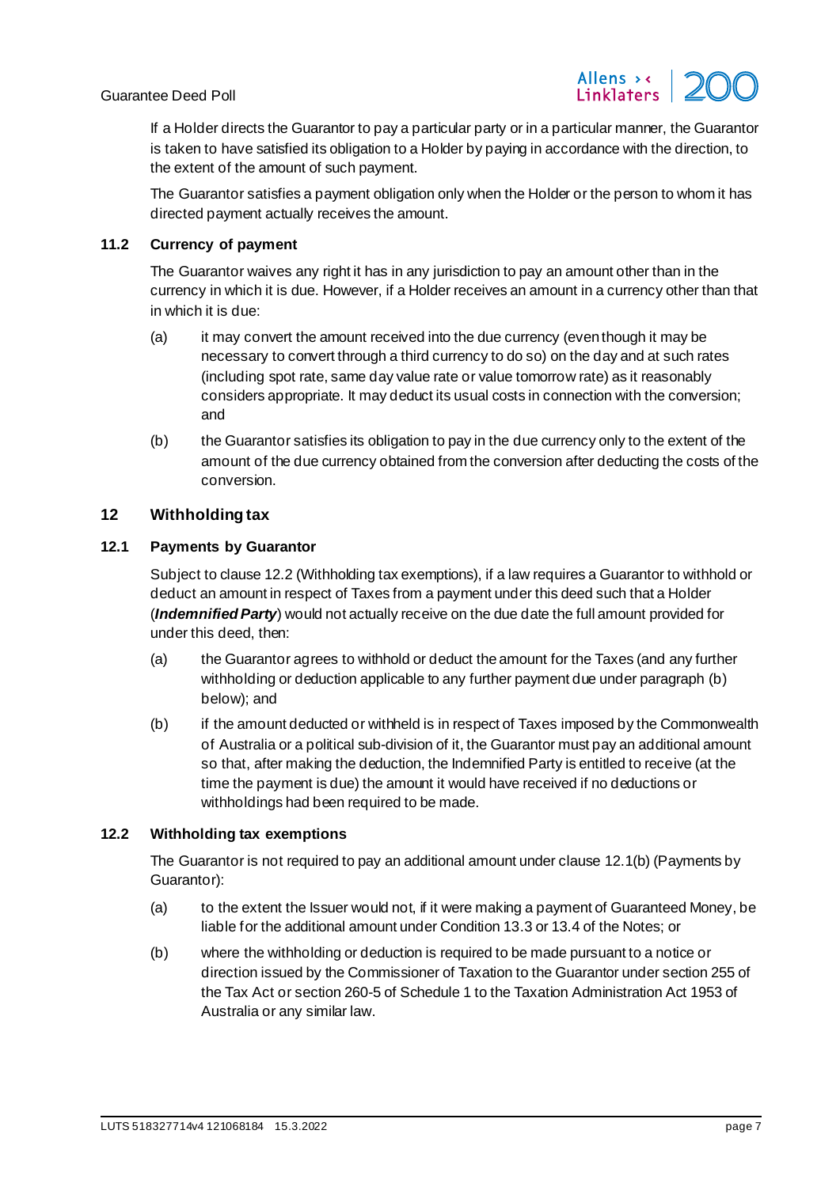If a Holder directs the Guarantor to pay a particular party or in a particular manner, the Guarantor is taken to have satisfied its obligation to a Holder by paying in accordance with the direction, to the extent of the amount of such payment.

The Guarantor satisfies a payment obligation only when the Holder or the person to whom it has directed payment actually receives the amount.

### 11.2 Currency of payment

The Guarantor waives any right it has in any jurisdiction to pay an amount other than in the currency in which it is due. However, if a Holder receives an amount in a currency other than that in which it is due:

(a) it may convert the amount received into the due currency (even though it may be necessary to convert through a third currency to do so) on the day and at such rates (including spot rate, same day value rate or value tomorrow rate) as it reasonably considers appropriate. It may deduct its usual costs in connection with the conversion; and

(b) the Guarantor satisfies its obligation to pay in the due currency only to the extent of the amount of the due currency obtained from the conversion after deducting the costs of the conversion.

## 12 Withholding tax

### 12.1 Payments by Guarantor

Subject to clause 12.2 (Withholding tax exemptions), if a law requires a Guarantor to withhold or deduct an amount in respect of Taxes from a payment under this deed such that a Holder (***Indemnified Party***) would not actually receive on the due date the full amount provided for under this deed, then:

(a) the Guarantor agrees to withhold or deduct the amount for the Taxes (and any further withholding or deduction applicable to any further payment due under paragraph (b) below); and

(b) if the amount deducted or withheld is in respect of Taxes imposed by the Commonwealth of Australia or a political sub-division of it, the Guarantor must pay an additional amount so that, after making the deduction, the Indemnified Party is entitled to receive (at the time the payment is due) the amount it would have received if no deductions or withholdings had been required to be made.

### 12.2 Withholding tax exemptions

The Guarantor is not required to pay an additional amount under clause 12.1(b) (Payments by Guarantor):

(a) to the extent the Issuer would not, if it were making a payment of Guaranteed Money, be liable for the additional amount under Condition 13.3 or 13.4 of the Notes; or

(b) where the withholding or deduction is required to be made pursuant to a notice or direction issued by the Commissioner of Taxation to the Guarantor under section 255 of the Tax Act or section 260-5 of Schedule 1 to the Taxation Administration Act 1953 of Australia or any similar law.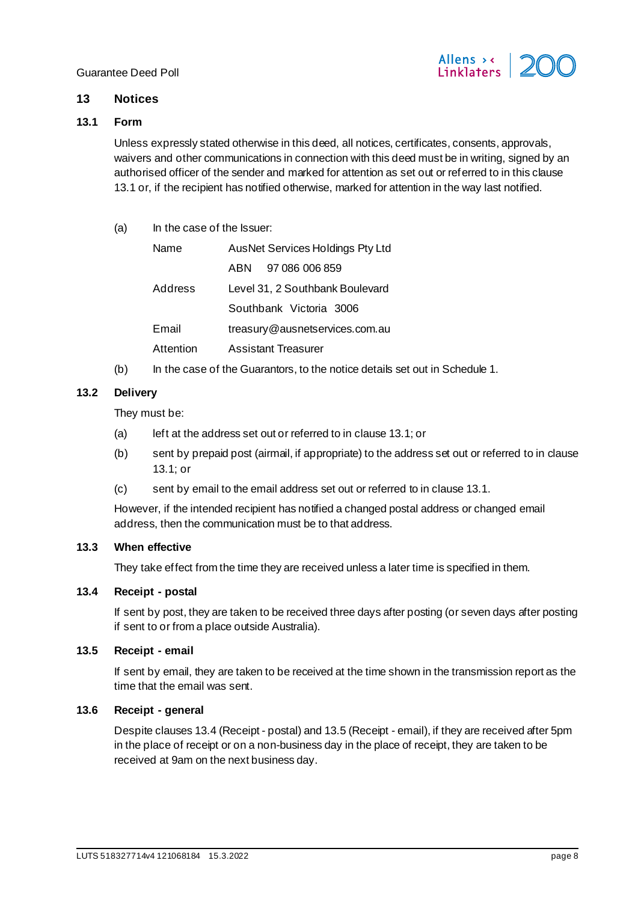## 13 Notices

### 13.1 Form

Unless expressly stated otherwise in this deed, all notices, certificates, consents, approvals, waivers and other communications in connection with this deed must be in writing, signed by an authorised officer of the sender and marked for attention as set out or referred to in this clause 13.1 or, if the recipient has notified otherwise, marked for attention in the way last notified.

(a) In the case of the Issuer:

| | |
|---|---|
| Name | AusNet Services Holdings Pty Ltd |
| | ABN 97 086 006 859 |
| Address | Level 31, 2 Southbank Boulevard |
| | Southbank Victoria 3006 |
| Email | treasury@ausnetservices.com.au |
| Attention | Assistant Treasurer |

(b) In the case of the Guarantors, to the notice details set out in Schedule 1.

### 13.2 Delivery

They must be:

(a) left at the address set out or referred to in clause 13.1; or

(b) sent by prepaid post (airmail, if appropriate) to the address set out or referred to in clause 13.1; or

(c) sent by email to the email address set out or referred to in clause 13.1.

However, if the intended recipient has notified a changed postal address or changed email address, then the communication must be to that address.

### 13.3 When effective

They take effect from the time they are received unless a later time is specified in them.

### 13.4 Receipt - postal

If sent by post, they are taken to be received three days after posting (or seven days after posting if sent to or from a place outside Australia).

### 13.5 Receipt - email

If sent by email, they are taken to be received at the time shown in the transmission report as the time that the email was sent.

### 13.6 Receipt - general

Despite clauses 13.4 (Receipt - postal) and 13.5 (Receipt - email), if they are received after 5pm in the place of receipt or on a non-business day in the place of receipt, they are taken to be received at 9am on the next business day.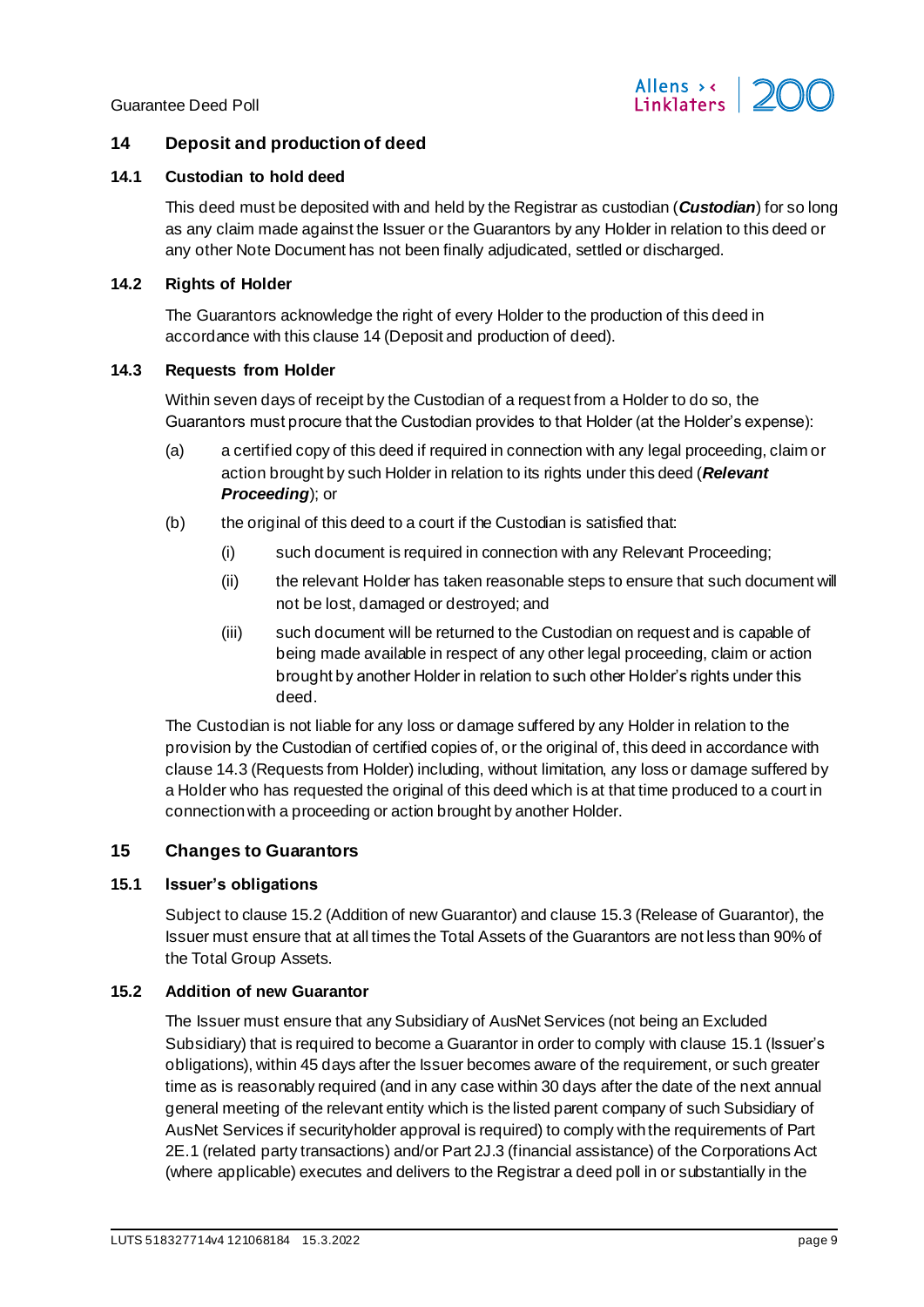## 14 Deposit and production of deed

### 14.1 Custodian to hold deed

This deed must be deposited with and held by the Registrar as custodian (***Custodian***) for so long as any claim made against the Issuer or the Guarantors by any Holder in relation to this deed or any other Note Document has not been finally adjudicated, settled or discharged.

### 14.2 Rights of Holder

The Guarantors acknowledge the right of every Holder to the production of this deed in accordance with this clause 14 (Deposit and production of deed).

### 14.3 Requests from Holder

Within seven days of receipt by the Custodian of a request from a Holder to do so, the Guarantors must procure that the Custodian provides to that Holder (at the Holder's expense):

(a) a certified copy of this deed if required in connection with any legal proceeding, claim or action brought by such Holder in relation to its rights under this deed (***Relevant Proceeding***); or

(b) the original of this deed to a court if the Custodian is satisfied that:

 (i) such document is required in connection with any Relevant Proceeding;

 (ii) the relevant Holder has taken reasonable steps to ensure that such document will not be lost, damaged or destroyed; and

 (iii) such document will be returned to the Custodian on request and is capable of being made available in respect of any other legal proceeding, claim or action brought by another Holder in relation to such other Holder's rights under this deed.

The Custodian is not liable for any loss or damage suffered by any Holder in relation to the provision by the Custodian of certified copies of, or the original of, this deed in accordance with clause 14.3 (Requests from Holder) including, without limitation, any loss or damage suffered by a Holder who has requested the original of this deed which is at that time produced to a court in connection with a proceeding or action brought by another Holder.

## 15 Changes to Guarantors

### 15.1 Issuer's obligations

Subject to clause 15.2 (Addition of new Guarantor) and clause 15.3 (Release of Guarantor), the Issuer must ensure that at all times the Total Assets of the Guarantors are not less than 90% of the Total Group Assets.

### 15.2 Addition of new Guarantor

The Issuer must ensure that any Subsidiary of AusNet Services (not being an Excluded Subsidiary) that is required to become a Guarantor in order to comply with clause 15.1 (Issuer's obligations), within 45 days after the Issuer becomes aware of the requirement, or such greater time as is reasonably required (and in any case within 30 days after the date of the next annual general meeting of the relevant entity which is the listed parent company of such Subsidiary of AusNet Services if securityholder approval is required) to comply with the requirements of Part 2E.1 (related party transactions) and/or Part 2J.3 (financial assistance) of the Corporations Act (where applicable) executes and delivers to the Registrar a deed poll in or substantially in the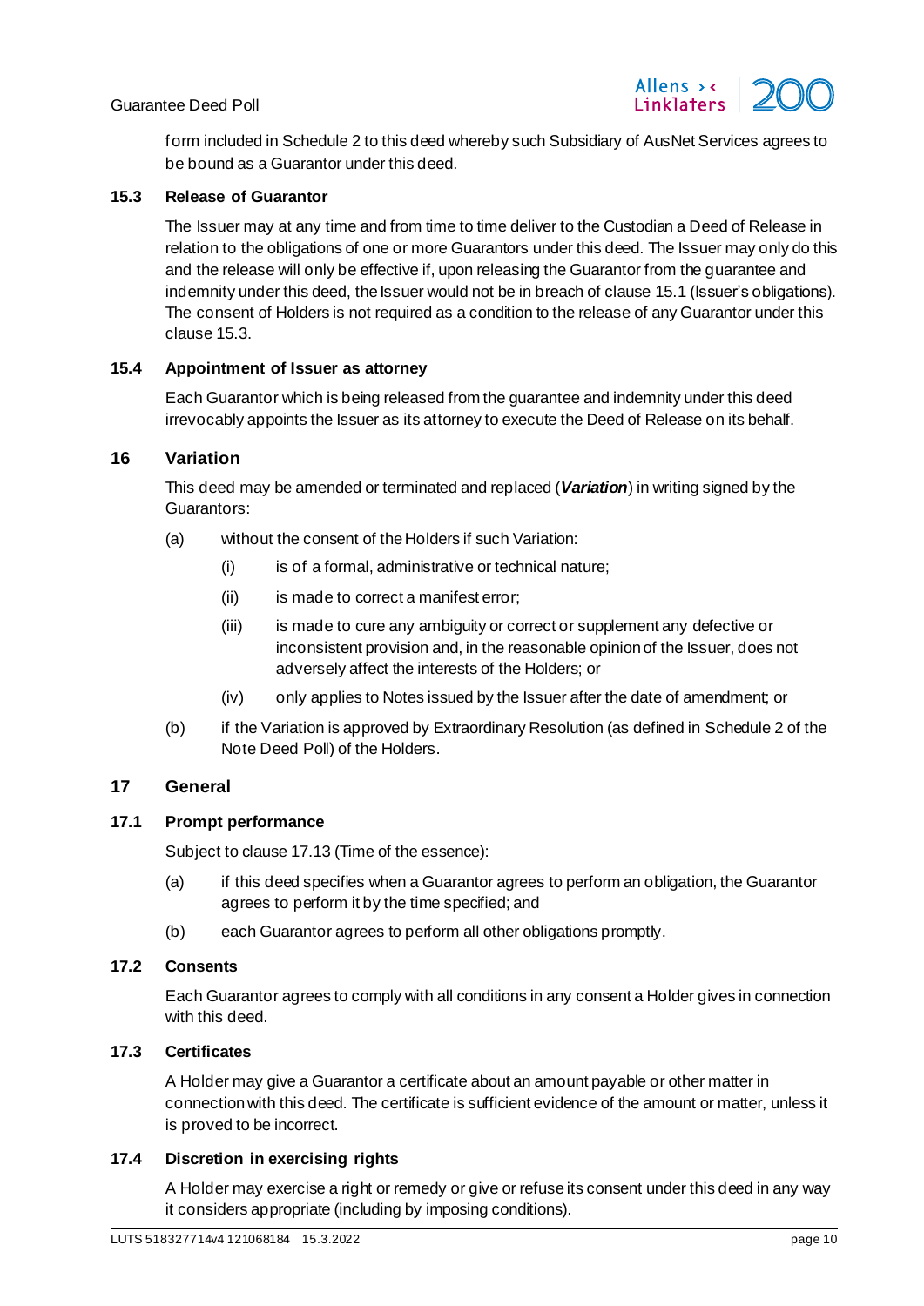form included in Schedule 2 to this deed whereby such Subsidiary of AusNet Services agrees to be bound as a Guarantor under this deed.

### 15.3 Release of Guarantor

The Issuer may at any time and from time to time deliver to the Custodian a Deed of Release in relation to the obligations of one or more Guarantors under this deed. The Issuer may only do this and the release will only be effective if, upon releasing the Guarantor from the guarantee and indemnity under this deed, the Issuer would not be in breach of clause 15.1 (Issuer's obligations). The consent of Holders is not required as a condition to the release of any Guarantor under this clause 15.3.

### 15.4 Appointment of Issuer as attorney

Each Guarantor which is being released from the guarantee and indemnity under this deed irrevocably appoints the Issuer as its attorney to execute the Deed of Release on its behalf.

## 16 Variation

This deed may be amended or terminated and replaced (***Variation***) in writing signed by the Guarantors:

(a) without the consent of the Holders if such Variation:

 (i) is of a formal, administrative or technical nature;

 (ii) is made to correct a manifest error;

 (iii) is made to cure any ambiguity or correct or supplement any defective or inconsistent provision and, in the reasonable opinion of the Issuer, does not adversely affect the interests of the Holders; or

 (iv) only applies to Notes issued by the Issuer after the date of amendment; or

(b) if the Variation is approved by Extraordinary Resolution (as defined in Schedule 2 of the Note Deed Poll) of the Holders.

## 17 General

### 17.1 Prompt performance

Subject to clause 17.13 (Time of the essence):

(a) if this deed specifies when a Guarantor agrees to perform an obligation, the Guarantor agrees to perform it by the time specified; and

(b) each Guarantor agrees to perform all other obligations promptly.

### 17.2 Consents

Each Guarantor agrees to comply with all conditions in any consent a Holder gives in connection with this deed.

### 17.3 Certificates

A Holder may give a Guarantor a certificate about an amount payable or other matter in connection with this deed. The certificate is sufficient evidence of the amount or matter, unless it is proved to be incorrect.

### 17.4 Discretion in exercising rights

A Holder may exercise a right or remedy or give or refuse its consent under this deed in any way it considers appropriate (including by imposing conditions).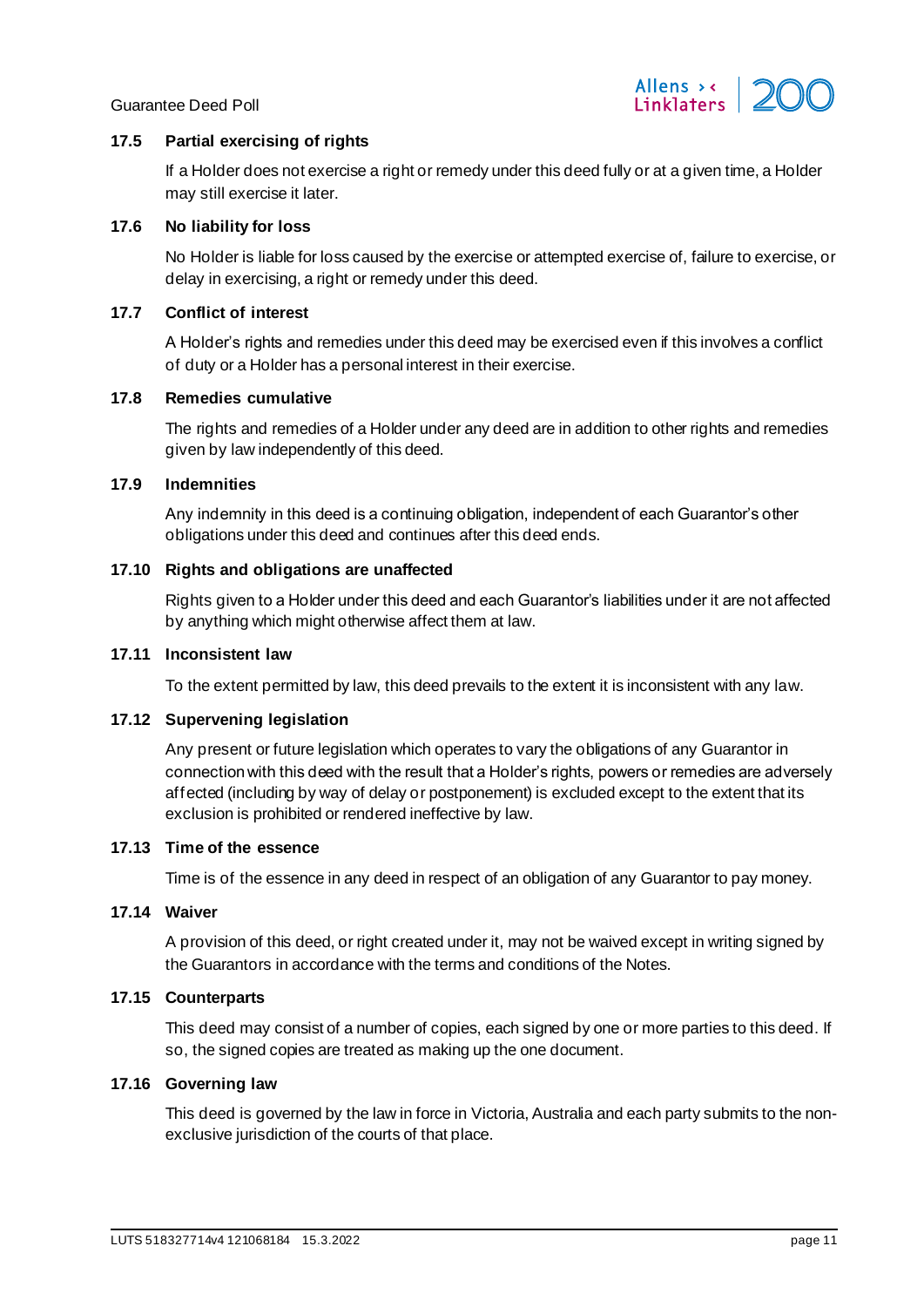### 17.5 Partial exercising of rights

If a Holder does not exercise a right or remedy under this deed fully or at a given time, a Holder may still exercise it later.

### 17.6 No liability for loss

No Holder is liable for loss caused by the exercise or attempted exercise of, failure to exercise, or delay in exercising, a right or remedy under this deed.

### 17.7 Conflict of interest

A Holder's rights and remedies under this deed may be exercised even if this involves a conflict of duty or a Holder has a personal interest in their exercise.

### 17.8 Remedies cumulative

The rights and remedies of a Holder under any deed are in addition to other rights and remedies given by law independently of this deed.

### 17.9 Indemnities

Any indemnity in this deed is a continuing obligation, independent of each Guarantor's other obligations under this deed and continues after this deed ends.

### 17.10 Rights and obligations are unaffected

Rights given to a Holder under this deed and each Guarantor's liabilities under it are not affected by anything which might otherwise affect them at law.

### 17.11 Inconsistent law

To the extent permitted by law, this deed prevails to the extent it is inconsistent with any law.

### 17.12 Supervening legislation

Any present or future legislation which operates to vary the obligations of any Guarantor in connection with this deed with the result that a Holder's rights, powers or remedies are adversely affected (including by way of delay or postponement) is excluded except to the extent that its exclusion is prohibited or rendered ineffective by law.

### 17.13 Time of the essence

Time is of the essence in any deed in respect of an obligation of any Guarantor to pay money.

### 17.14 Waiver

A provision of this deed, or right created under it, may not be waived except in writing signed by the Guarantors in accordance with the terms and conditions of the Notes.

### 17.15 Counterparts

This deed may consist of a number of copies, each signed by one or more parties to this deed. If so, the signed copies are treated as making up the one document.

### 17.16 Governing law

This deed is governed by the law in force in Victoria, Australia and each party submits to the non-exclusive jurisdiction of the courts of that place.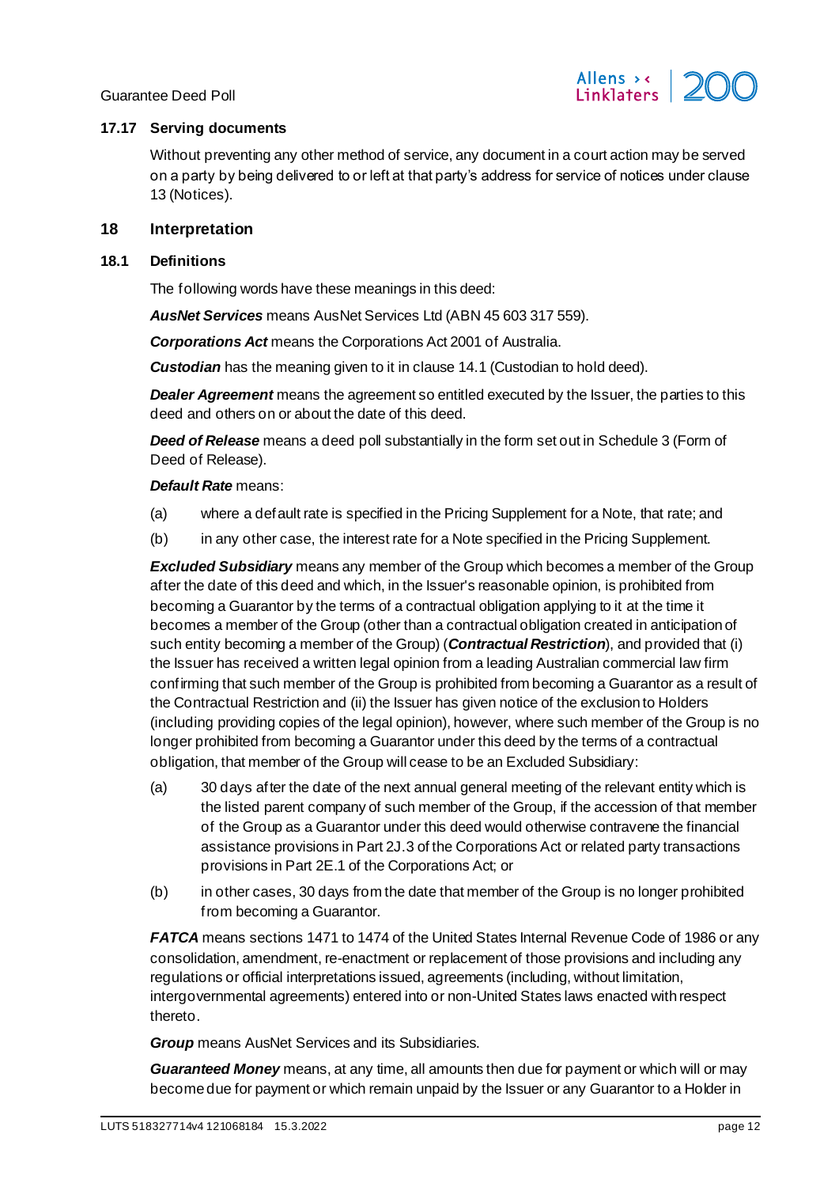### 17.17 Serving documents

Without preventing any other method of service, any document in a court action may be served on a party by being delivered to or left at that party's address for service of notices under clause 13 (Notices).

## 18 Interpretation

### 18.1 Definitions

The following words have these meanings in this deed:

***AusNet Services*** means AusNet Services Ltd (ABN 45 603 317 559).

***Corporations Act*** means the Corporations Act 2001 of Australia.

***Custodian*** has the meaning given to it in clause 14.1 (Custodian to hold deed).

***Dealer Agreement*** means the agreement so entitled executed by the Issuer, the parties to this deed and others on or about the date of this deed.

***Deed of Release*** means a deed poll substantially in the form set out in Schedule 3 (Form of Deed of Release).

***Default Rate*** means:

(a) where a default rate is specified in the Pricing Supplement for a Note, that rate; and

(b) in any other case, the interest rate for a Note specified in the Pricing Supplement.

***Excluded Subsidiary*** means any member of the Group which becomes a member of the Group after the date of this deed and which, in the Issuer's reasonable opinion, is prohibited from becoming a Guarantor by the terms of a contractual obligation applying to it at the time it becomes a member of the Group (other than a contractual obligation created in anticipation of such entity becoming a member of the Group) (***Contractual Restriction***), and provided that (i) the Issuer has received a written legal opinion from a leading Australian commercial law firm confirming that such member of the Group is prohibited from becoming a Guarantor as a result of the Contractual Restriction and (ii) the Issuer has given notice of the exclusion to Holders (including providing copies of the legal opinion), however, where such member of the Group is no longer prohibited from becoming a Guarantor under this deed by the terms of a contractual obligation, that member of the Group will cease to be an Excluded Subsidiary:

(a) 30 days after the date of the next annual general meeting of the relevant entity which is the listed parent company of such member of the Group, if the accession of that member of the Group as a Guarantor under this deed would otherwise contravene the financial assistance provisions in Part 2J.3 of the Corporations Act or related party transactions provisions in Part 2E.1 of the Corporations Act; or

(b) in other cases, 30 days from the date that member of the Group is no longer prohibited from becoming a Guarantor.

***FATCA*** means sections 1471 to 1474 of the United States Internal Revenue Code of 1986 or any consolidation, amendment, re-enactment or replacement of those provisions and including any regulations or official interpretations issued, agreements (including, without limitation, intergovernmental agreements) entered into or non-United States laws enacted with respect thereto.

***Group*** means AusNet Services and its Subsidiaries.

***Guaranteed Money*** means, at any time, all amounts then due for payment or which will or may become due for payment or which remain unpaid by the Issuer or any Guarantor to a Holder in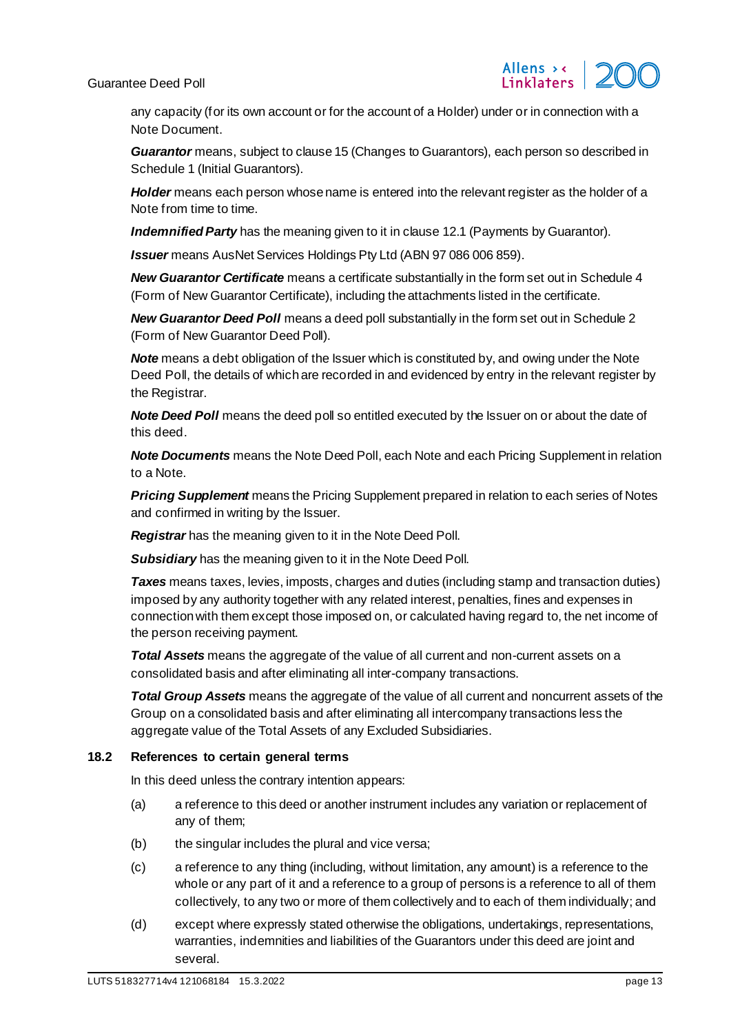any capacity (for its own account or for the account of a Holder) under or in connection with a Note Document.

***Guarantor*** means, subject to clause 15 (Changes to Guarantors), each person so described in Schedule 1 (Initial Guarantors).

***Holder*** means each person whose name is entered into the relevant register as the holder of a Note from time to time.

***Indemnified Party*** has the meaning given to it in clause 12.1 (Payments by Guarantor).

***Issuer*** means AusNet Services Holdings Pty Ltd (ABN 97 086 006 859).

***New Guarantor Certificate*** means a certificate substantially in the form set out in Schedule 4 (Form of New Guarantor Certificate), including the attachments listed in the certificate.

***New Guarantor Deed Poll*** means a deed poll substantially in the form set out in Schedule 2 (Form of New Guarantor Deed Poll).

***Note*** means a debt obligation of the Issuer which is constituted by, and owing under the Note Deed Poll, the details of which are recorded in and evidenced by entry in the relevant register by the Registrar.

***Note Deed Poll*** means the deed poll so entitled executed by the Issuer on or about the date of this deed.

***Note Documents*** means the Note Deed Poll, each Note and each Pricing Supplement in relation to a Note.

***Pricing Supplement*** means the Pricing Supplement prepared in relation to each series of Notes and confirmed in writing by the Issuer.

***Registrar*** has the meaning given to it in the Note Deed Poll.

***Subsidiary*** has the meaning given to it in the Note Deed Poll.

***Taxes*** means taxes, levies, imposts, charges and duties (including stamp and transaction duties) imposed by any authority together with any related interest, penalties, fines and expenses in connection with them except those imposed on, or calculated having regard to, the net income of the person receiving payment.

***Total Assets*** means the aggregate of the value of all current and non-current assets on a consolidated basis and after eliminating all inter-company transactions.

***Total Group Assets*** means the aggregate of the value of all current and noncurrent assets of the Group on a consolidated basis and after eliminating all intercompany transactions less the aggregate value of the Total Assets of any Excluded Subsidiaries.

### 18.2 References to certain general terms

In this deed unless the contrary intention appears:

(a) a reference to this deed or another instrument includes any variation or replacement of any of them;

(b) the singular includes the plural and vice versa;

(c) a reference to any thing (including, without limitation, any amount) is a reference to the whole or any part of it and a reference to a group of persons is a reference to all of them collectively, to any two or more of them collectively and to each of them individually; and

(d) except where expressly stated otherwise the obligations, undertakings, representations, warranties, indemnities and liabilities of the Guarantors under this deed are joint and several.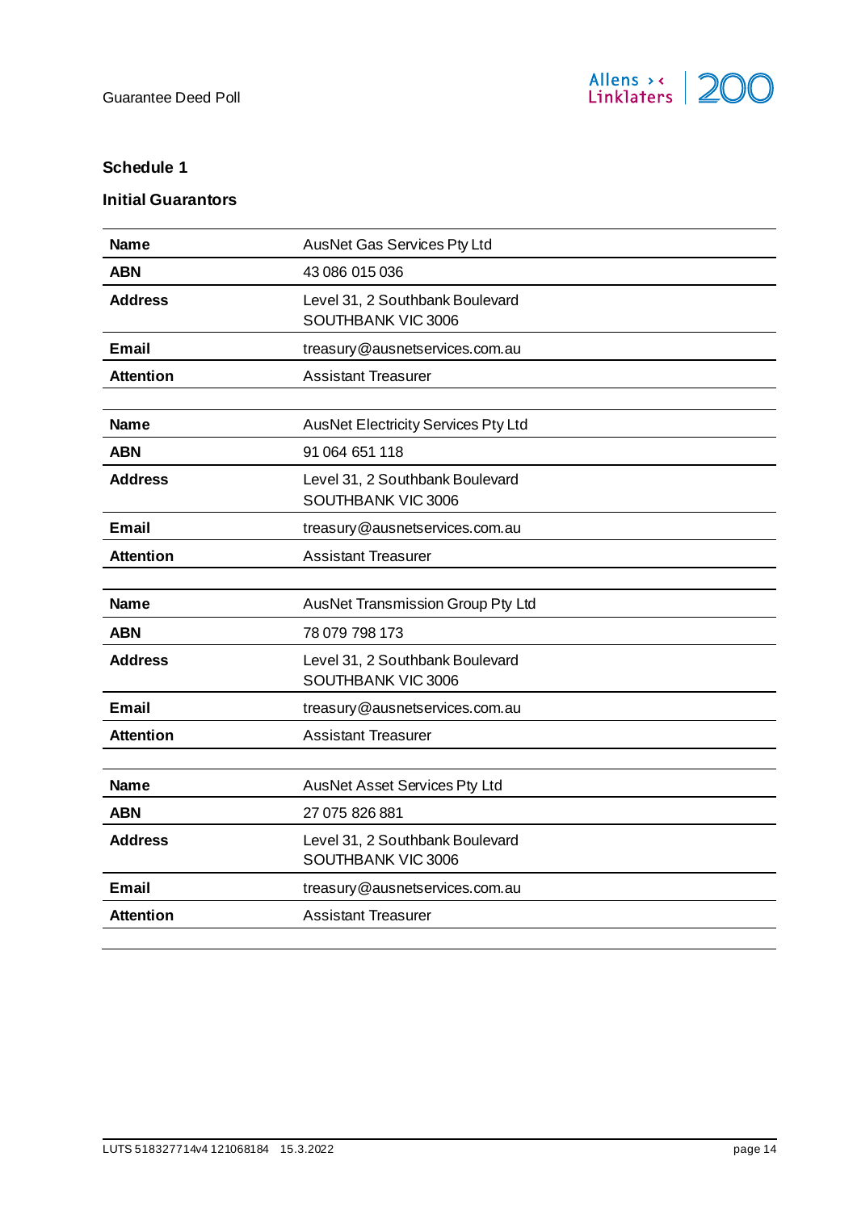## Schedule 1

### Initial Guarantors

| | |
|---|---|
| **Name** | AusNet Gas Services Pty Ltd |
| **ABN** | 43 086 015 036 |
| **Address** | Level 31, 2 Southbank Boulevard SOUTHBANK VIC 3006 |
| **Email** | treasury@ausnetservices.com.au |
| **Attention** | Assistant Treasurer |

| | |
|---|---|
| **Name** | AusNet Electricity Services Pty Ltd |
| **ABN** | 91 064 651 118 |
| **Address** | Level 31, 2 Southbank Boulevard SOUTHBANK VIC 3006 |
| **Email** | treasury@ausnetservices.com.au |
| **Attention** | Assistant Treasurer |

| | |
|---|---|
| **Name** | AusNet Transmission Group Pty Ltd |
| **ABN** | 78 079 798 173 |
| **Address** | Level 31, 2 Southbank Boulevard SOUTHBANK VIC 3006 |
| **Email** | treasury@ausnetservices.com.au |
| **Attention** | Assistant Treasurer |

| | |
|---|---|
| **Name** | AusNet Asset Services Pty Ltd |
| **ABN** | 27 075 826 881 |
| **Address** | Level 31, 2 Southbank Boulevard SOUTHBANK VIC 3006 |
| **Email** | treasury@ausnetservices.com.au |
| **Attention** | Assistant Treasurer |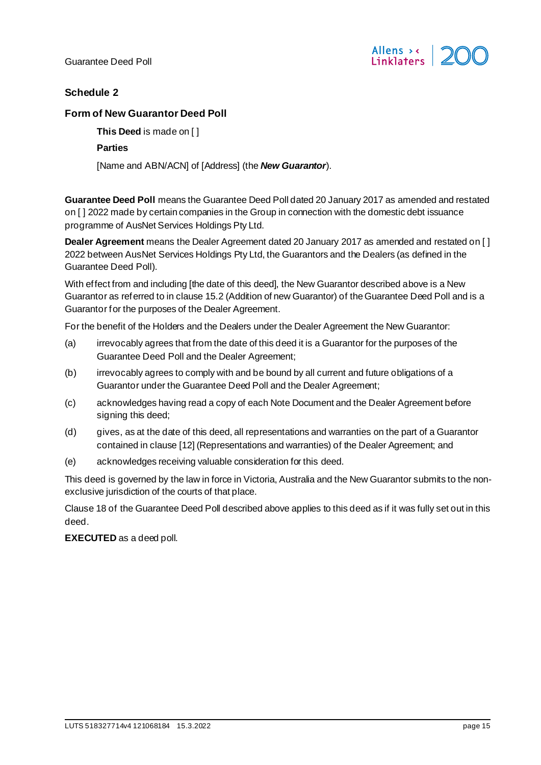## Schedule 2

### Form of New Guarantor Deed Poll

**This Deed** is made on [ ]

**Parties**

[Name and ABN/ACN] of [Address] (the ***New Guarantor***).

**Guarantee Deed Poll** means the Guarantee Deed Poll dated 20 January 2017 as amended and restated on [ ] 2022 made by certain companies in the Group in connection with the domestic debt issuance programme of AusNet Services Holdings Pty Ltd.

**Dealer Agreement** means the Dealer Agreement dated 20 January 2017 as amended and restated on [ ] 2022 between AusNet Services Holdings Pty Ltd, the Guarantors and the Dealers (as defined in the Guarantee Deed Poll).

With effect from and including [the date of this deed], the New Guarantor described above is a New Guarantor as referred to in clause 15.2 (Addition of new Guarantor) of the Guarantee Deed Poll and is a Guarantor for the purposes of the Dealer Agreement.

For the benefit of the Holders and the Dealers under the Dealer Agreement the New Guarantor:

(a) irrevocably agrees that from the date of this deed it is a Guarantor for the purposes of the Guarantee Deed Poll and the Dealer Agreement;

(b) irrevocably agrees to comply with and be bound by all current and future obligations of a Guarantor under the Guarantee Deed Poll and the Dealer Agreement;

(c) acknowledges having read a copy of each Note Document and the Dealer Agreement before signing this deed;

(d) gives, as at the date of this deed, all representations and warranties on the part of a Guarantor contained in clause [12] (Representations and warranties) of the Dealer Agreement; and

(e) acknowledges receiving valuable consideration for this deed.

This deed is governed by the law in force in Victoria, Australia and the New Guarantor submits to the non-exclusive jurisdiction of the courts of that place.

Clause 18 of the Guarantee Deed Poll described above applies to this deed as if it was fully set out in this deed.

**EXECUTED** as a deed poll.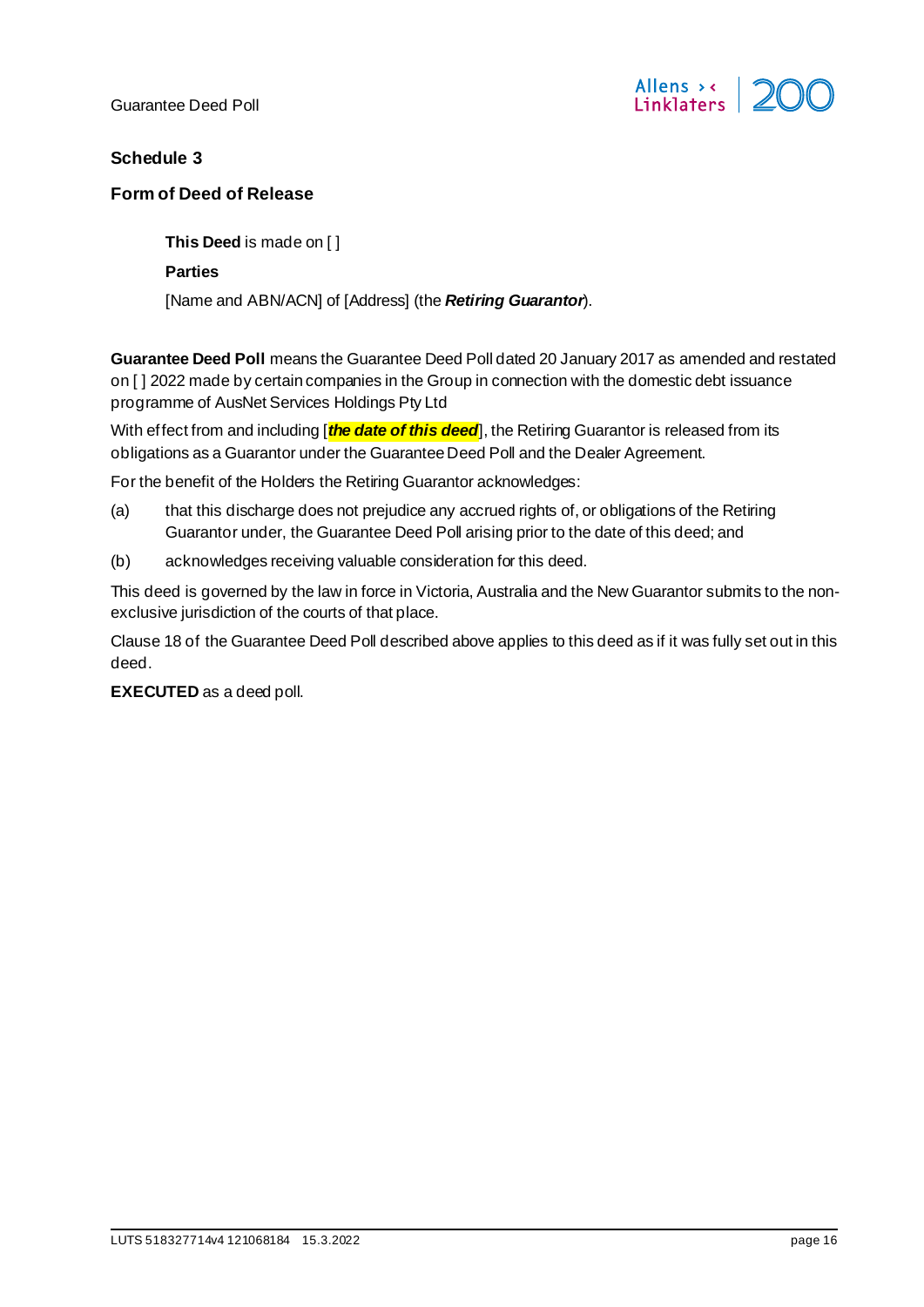## Schedule 3

### Form of Deed of Release

**This Deed** is made on [ ]

**Parties**

[Name and ABN/ACN] of [Address] (the ***Retiring Guarantor***).

**Guarantee Deed Poll** means the Guarantee Deed Poll dated 20 January 2017 as amended and restated on [ ] 2022 made by certain companies in the Group in connection with the domestic debt issuance programme of AusNet Services Holdings Pty Ltd

With effect from and including [***the date of this deed***], the Retiring Guarantor is released from its obligations as a Guarantor under the Guarantee Deed Poll and the Dealer Agreement.

For the benefit of the Holders the Retiring Guarantor acknowledges:

(a) that this discharge does not prejudice any accrued rights of, or obligations of the Retiring Guarantor under, the Guarantee Deed Poll arising prior to the date of this deed; and

(b) acknowledges receiving valuable consideration for this deed.

This deed is governed by the law in force in Victoria, Australia and the New Guarantor submits to the non-exclusive jurisdiction of the courts of that place.

Clause 18 of the Guarantee Deed Poll described above applies to this deed as if it was fully set out in this deed.

**EXECUTED** as a deed poll.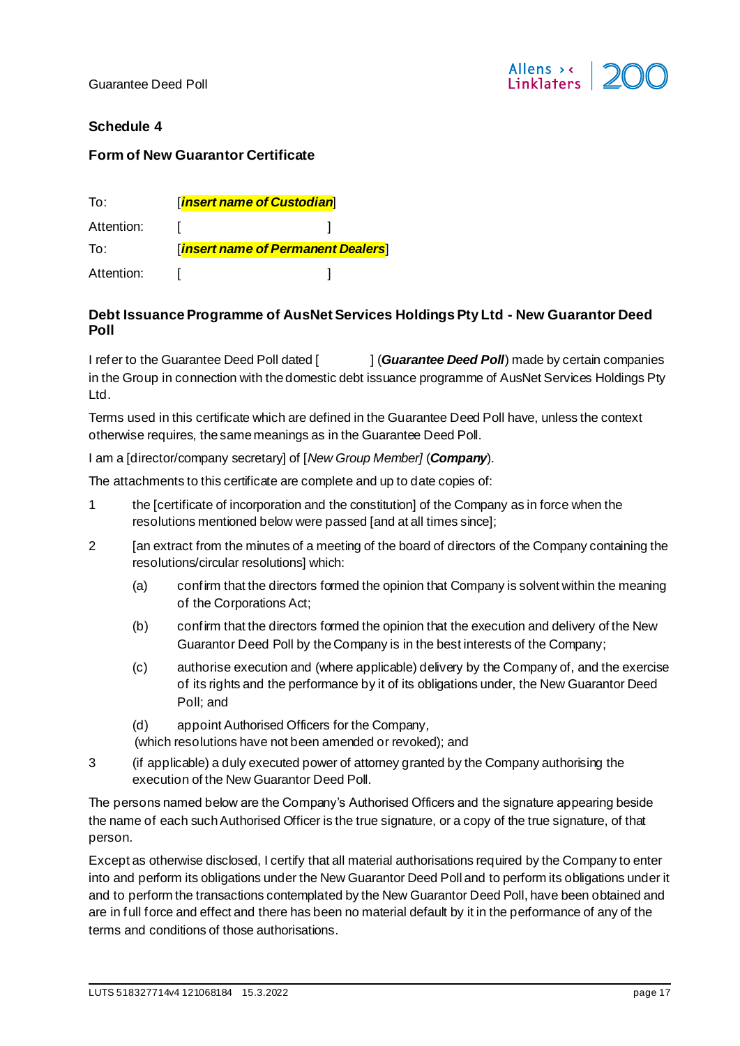## Schedule 4

### Form of New Guarantor Certificate

| | |
|---|---|
| To: | [***insert name of Custodian***] |
| Attention: | [ ] |
| To: | [***insert name of Permanent Dealers***] |
| Attention: | [ ] |

**Debt Issuance Programme of AusNet Services Holdings Pty Ltd - New Guarantor Deed Poll**

I refer to the Guarantee Deed Poll dated [ ] (***Guarantee Deed Poll***) made by certain companies in the Group in connection with the domestic debt issuance programme of AusNet Services Holdings Pty Ltd.

Terms used in this certificate which are defined in the Guarantee Deed Poll have, unless the context otherwise requires, the same meanings as in the Guarantee Deed Poll.

I am a [director/company secretary] of [*New Group Member]* (***Company***).

The attachments to this certificate are complete and up to date copies of:

1 the [certificate of incorporation and the constitution] of the Company as in force when the resolutions mentioned below were passed [and at all times since];

2 [an extract from the minutes of a meeting of the board of directors of the Company containing the resolutions/circular resolutions] which:

   (a) confirm that the directors formed the opinion that Company is solvent within the meaning of the Corporations Act;

   (b) confirm that the directors formed the opinion that the execution and delivery of the New Guarantor Deed Poll by the Company is in the best interests of the Company;

   (c) authorise execution and (where applicable) delivery by the Company of, and the exercise of its rights and the performance by it of its obligations under, the New Guarantor Deed Poll; and

   (d) appoint Authorised Officers for the Company,

   (which resolutions have not been amended or revoked); and

3 (if applicable) a duly executed power of attorney granted by the Company authorising the execution of the New Guarantor Deed Poll.

The persons named below are the Company's Authorised Officers and the signature appearing beside the name of each such Authorised Officer is the true signature, or a copy of the true signature, of that person.

Except as otherwise disclosed, I certify that all material authorisations required by the Company to enter into and perform its obligations under the New Guarantor Deed Poll and to perform its obligations under it and to perform the transactions contemplated by the New Guarantor Deed Poll, have been obtained and are in full force and effect and there has been no material default by it in the performance of any of the terms and conditions of those authorisations.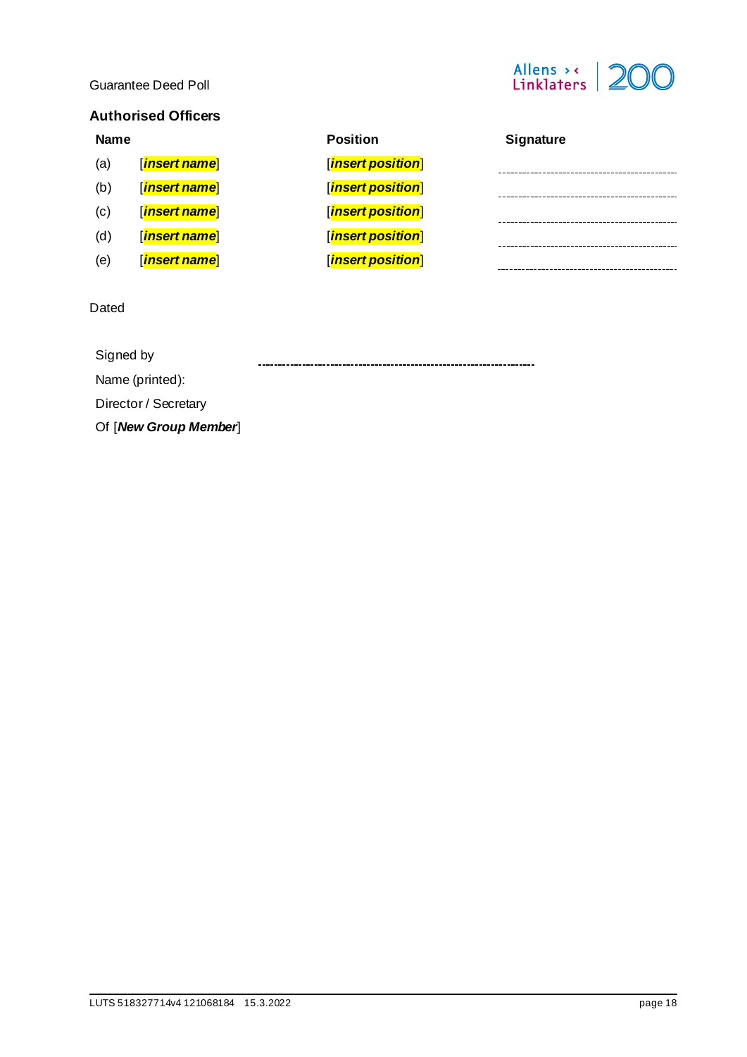## Authorised Officers

| | Name | Position | Signature |
|---|---|---|---|
| (a) | [***insert name***] | [***insert position***] | ............................................ |
| (b) | [***insert name***] | [***insert position***] | ............................................ |
| (c) | [***insert name***] | [***insert position***] | ............................................ |
| (d) | [***insert name***] | [***insert position***] | ............................................ |
| (e) | [***insert name***] | [***insert position***] | ............................................ |

Dated

Signed by ............................................................................

Name (printed):

Director / Secretary

Of [***New Group Member***]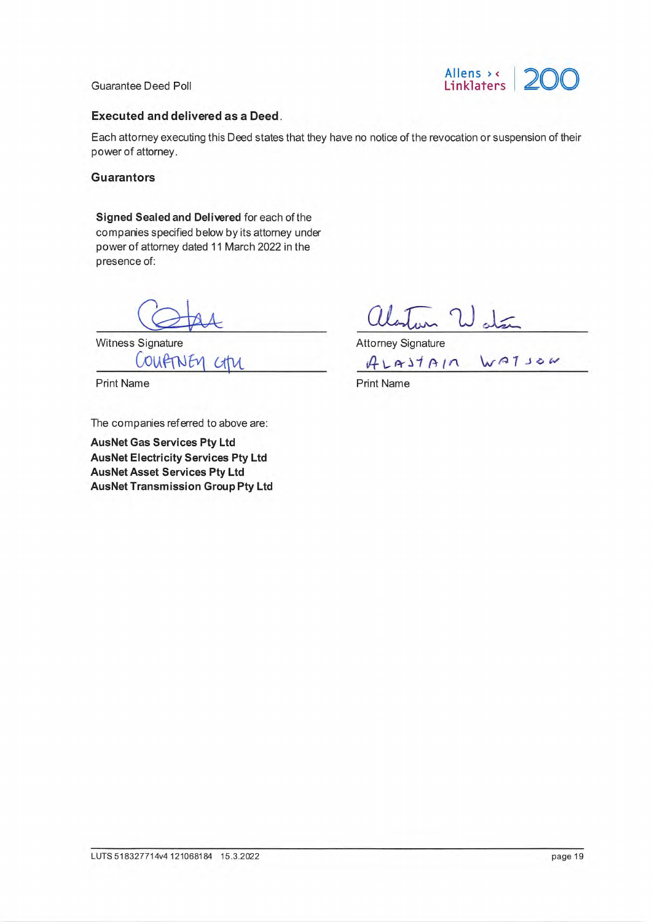**Executed and delivered as a Deed**.

Each attorney executing this Deed states that they have no notice of the revocation or suspension of their power of attorney.

**Guarantors**

**Signed Sealed and Delivered** for each of the companies specified below by its attorney under power of attorney dated 11 March 2022 in the presence of:

| | |
|---|---|
| Witness Signature | Attorney Signature |
| COURTNEY GITU | ALASTAIR WATSON |
| Print Name | Print Name |

The companies referred to above are:

**AusNet Gas Services Pty Ltd**
**AusNet Electricity Services Pty Ltd**
**AusNet Asset Services Pty Ltd**
**AusNet Transmission Group Pty Ltd**

LUTS 518327714v4 121068184 15.3.2022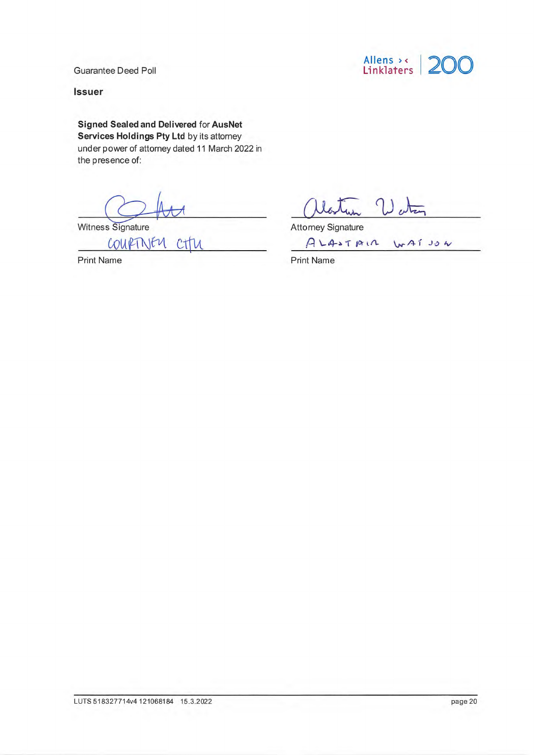**Issuer**

**Signed Sealed and Delivered** for **AusNet Services Holdings Pty Ltd** by its attorney under power of attorney dated 11 March 2022 in the presence of:

| | |
|---|---|
| Witness Signature | Attorney Signature |
| COURTNEY CHU | ALASTAIR WATSON |
| Print Name | Print Name |